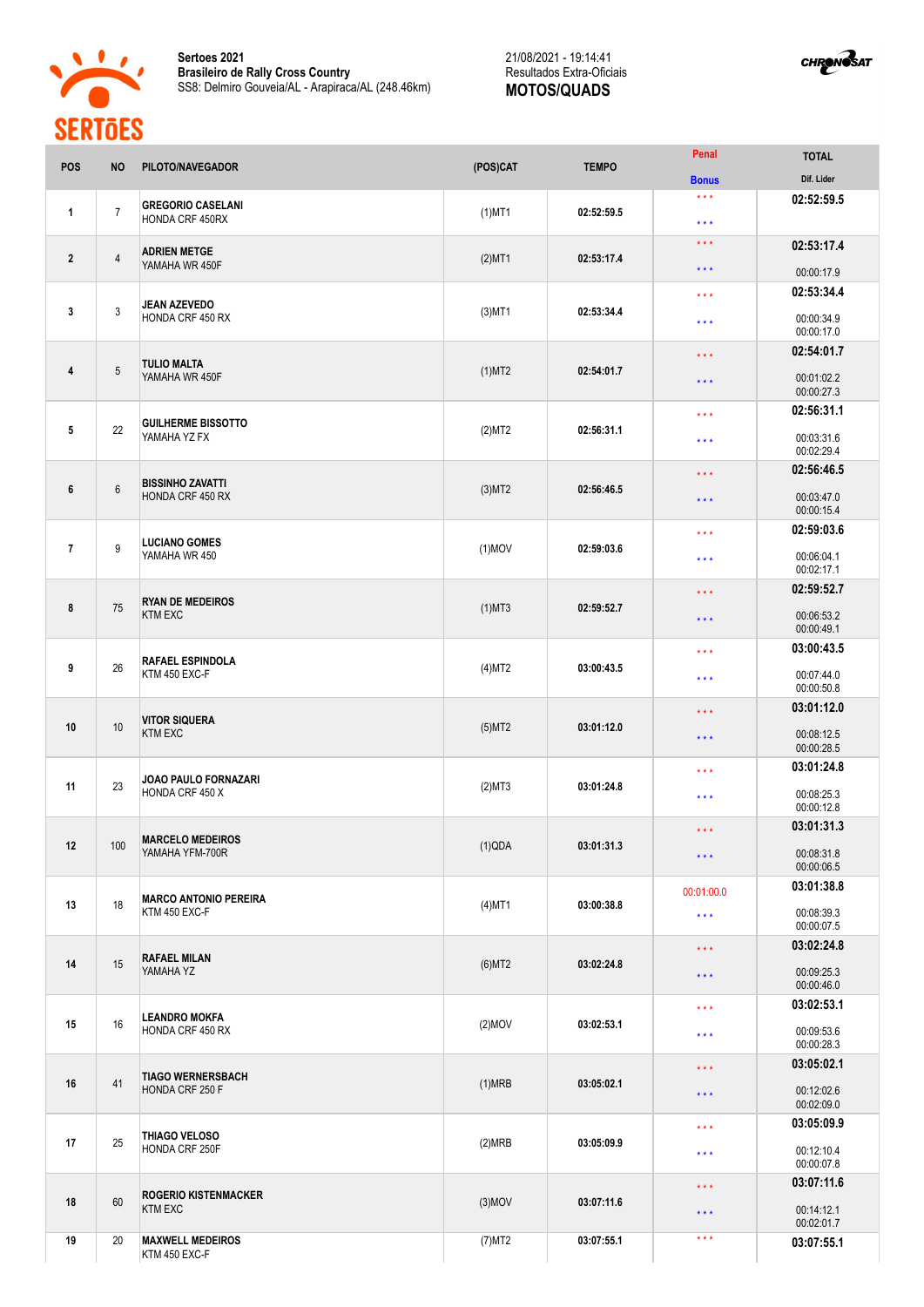**Sertoes 2021**
**Brasileiro de Rally Cross Country**
SS8: Delmiro Gouveia/AL - Arapiraca/AL (248.46km)

21/08/2021 - 19:14:41
Resultados Extra-Oficiais
**MOTOS/QUADS**

| POS | NO | PILOTO/NAVEGADOR | (POS)CAT | TEMPO | Penal / Bonus | TOTAL / Dif. Lider |
|---|---|---|---|---|---|---|
| 1 | 7 | **GREGORIO CASELANI**<br>HONDA CRF 450RX | (1)MT1 | 02:52:59.5 | \* \* \*<br>\* \* \* | **02:52:59.5** |
| 2 | 4 | **ADRIEN METGE**<br>YAMAHA WR 450F | (2)MT1 | 02:53:17.4 | \* \* \*<br>\* \* \* | **02:53:17.4**<br>00:00:17.9 |
| 3 | 3 | **JEAN AZEVEDO**<br>HONDA CRF 450 RX | (3)MT1 | 02:53:34.4 | \* \* \*<br>\* \* \* | **02:53:34.4**<br>00:00:34.9<br>00:00:17.0 |
| 4 | 5 | **TULIO MALTA**<br>YAMAHA WR 450F | (1)MT2 | 02:54:01.7 | \* \* \*<br>\* \* \* | **02:54:01.7**<br>00:01:02.2<br>00:00:27.3 |
| 5 | 22 | **GUILHERME BISSOTTO**<br>YAMAHA YZ FX | (2)MT2 | 02:56:31.1 | \* \* \*<br>\* \* \* | **02:56:31.1**<br>00:03:31.6<br>00:02:29.4 |
| 6 | 6 | **BISSINHO ZAVATTI**<br>HONDA CRF 450 RX | (3)MT2 | 02:56:46.5 | \* \* \*<br>\* \* \* | **02:56:46.5**<br>00:03:47.0<br>00:00:15.4 |
| 7 | 9 | **LUCIANO GOMES**<br>YAMAHA WR 450 | (1)MOV | 02:59:03.6 | \* \* \*<br>\* \* \* | **02:59:03.6**<br>00:06:04.1<br>00:02:17.1 |
| 8 | 75 | **RYAN DE MEDEIROS**<br>KTM EXC | (1)MT3 | 02:59:52.7 | \* \* \*<br>\* \* \* | **02:59:52.7**<br>00:06:53.2<br>00:00:49.1 |
| 9 | 26 | **RAFAEL ESPINDOLA**<br>KTM 450 EXC-F | (4)MT2 | 03:00:43.5 | \* \* \*<br>\* \* \* | **03:00:43.5**<br>00:07:44.0<br>00:00:50.8 |
| 10 | 10 | **VITOR SIQUERA**<br>KTM EXC | (5)MT2 | 03:01:12.0 | \* \* \*<br>\* \* \* | **03:01:12.0**<br>00:08:12.5<br>00:00:28.5 |
| 11 | 23 | **JOAO PAULO FORNAZARI**<br>HONDA CRF 450 X | (2)MT3 | 03:01:24.8 | \* \* \*<br>\* \* \* | **03:01:24.8**<br>00:08:25.3<br>00:00:12.8 |
| 12 | 100 | **MARCELO MEDEIROS**<br>YAMAHA YFM-700R | (1)QDA | 03:01:31.3 | \* \* \*<br>\* \* \* | **03:01:31.3**<br>00:08:31.8<br>00:00:06.5 |
| 13 | 18 | **MARCO ANTONIO PEREIRA**<br>KTM 450 EXC-F | (4)MT1 | 03:00:38.8 | 00:01:00.0<br>\* \* \* | **03:01:38.8**<br>00:08:39.3<br>00:00:07.5 |
| 14 | 15 | **RAFAEL MILAN**<br>YAMAHA YZ | (6)MT2 | 03:02:24.8 | \* \* \*<br>\* \* \* | **03:02:24.8**<br>00:09:25.3<br>00:00:46.0 |
| 15 | 16 | **LEANDRO MOKFA**<br>HONDA CRF 450 RX | (2)MOV | 03:02:53.1 | \* \* \*<br>\* \* \* | **03:02:53.1**<br>00:09:53.6<br>00:00:28.3 |
| 16 | 41 | **TIAGO WERNERSBACH**<br>HONDA CRF 250 F | (1)MRB | 03:05:02.1 | \* \* \*<br>\* \* \* | **03:05:02.1**<br>00:12:02.6<br>00:02:09.0 |
| 17 | 25 | **THIAGO VELOSO**<br>HONDA CRF 250F | (2)MRB | 03:05:09.9 | \* \* \*<br>\* \* \* | **03:05:09.9**<br>00:12:10.4<br>00:00:07.8 |
| 18 | 60 | **ROGERIO KISTENMACKER**<br>KTM EXC | (3)MOV | 03:07:11.6 | \* \* \*<br>\* \* \* | **03:07:11.6**<br>00:14:12.1<br>00:02:01.7 |
| 19 | 20 | **MAXWELL MEDEIROS**<br>KTM 450 EXC-F | (7)MT2 | 03:07:55.1 | \* \* \* | **03:07:55.1** |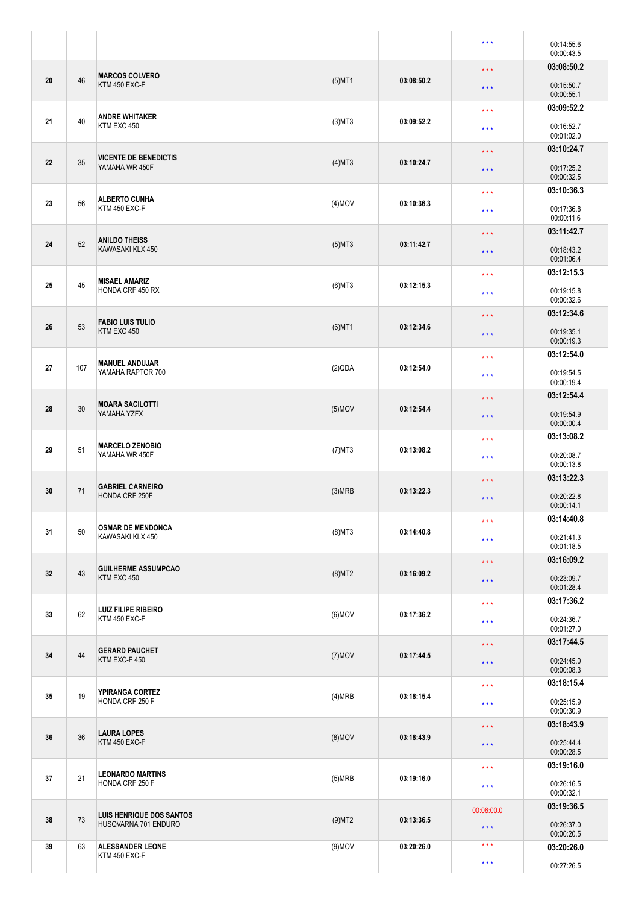| | | | | | | |
|---|---|---|---|---|---|---|
| | | | | | *** | 00:14:55.6<br>00:00:43.5 |
| 20 | 46 | **MARCOS COLVERO**<br>KTM 450 EXC-F | (5)MT1 | **03:08:50.2** | ***<br>*** | **03:08:50.2**<br>00:15:50.7<br>00:00:55.1 |
| 21 | 40 | **ANDRE WHITAKER**<br>KTM EXC 450 | (3)MT3 | **03:09:52.2** | ***<br>*** | **03:09:52.2**<br>00:16:52.7<br>00:01:02.0 |
| 22 | 35 | **VICENTE DE BENEDICTIS**<br>YAMAHA WR 450F | (4)MT3 | **03:10:24.7** | ***<br>*** | **03:10:24.7**<br>00:17:25.2<br>00:00:32.5 |
| 23 | 56 | **ALBERTO CUNHA**<br>KTM 450 EXC-F | (4)MOV | **03:10:36.3** | ***<br>*** | **03:10:36.3**<br>00:17:36.8<br>00:00:11.6 |
| 24 | 52 | **ANILDO THEISS**<br>KAWASAKI KLX 450 | (5)MT3 | **03:11:42.7** | ***<br>*** | **03:11:42.7**<br>00:18:43.2<br>00:01:06.4 |
| 25 | 45 | **MISAEL AMARIZ**<br>HONDA CRF 450 RX | (6)MT3 | **03:12:15.3** | ***<br>*** | **03:12:15.3**<br>00:19:15.8<br>00:00:32.6 |
| 26 | 53 | **FABIO LUIS TULIO**<br>KTM EXC 450 | (6)MT1 | **03:12:34.6** | ***<br>*** | **03:12:34.6**<br>00:19:35.1<br>00:00:19.3 |
| 27 | 107 | **MANUEL ANDUJAR**<br>YAMAHA RAPTOR 700 | (2)QDA | **03:12:54.0** | ***<br>*** | **03:12:54.0**<br>00:19:54.5<br>00:00:19.4 |
| 28 | 30 | **MOARA SACILOTTI**<br>YAMAHA YZFX | (5)MOV | **03:12:54.4** | ***<br>*** | **03:12:54.4**<br>00:19:54.9<br>00:00:00.4 |
| 29 | 51 | **MARCELO ZENOBIO**<br>YAMAHA WR 450F | (7)MT3 | **03:13:08.2** | ***<br>*** | **03:13:08.2**<br>00:20:08.7<br>00:00:13.8 |
| 30 | 71 | **GABRIEL CARNEIRO**<br>HONDA CRF 250F | (3)MRB | **03:13:22.3** | ***<br>*** | **03:13:22.3**<br>00:20:22.8<br>00:00:14.1 |
| 31 | 50 | **OSMAR DE MENDONCA**<br>KAWASAKI KLX 450 | (8)MT3 | **03:14:40.8** | ***<br>*** | **03:14:40.8**<br>00:21:41.3<br>00:01:18.5 |
| 32 | 43 | **GUILHERME ASSUMPCAO**<br>KTM EXC 450 | (8)MT2 | **03:16:09.2** | ***<br>*** | **03:16:09.2**<br>00:23:09.7<br>00:01:28.4 |
| 33 | 62 | **LUIZ FILIPE RIBEIRO**<br>KTM 450 EXC-F | (6)MOV | **03:17:36.2** | ***<br>*** | **03:17:36.2**<br>00:24:36.7<br>00:01:27.0 |
| 34 | 44 | **GERARD PAUCHET**<br>KTM EXC-F 450 | (7)MOV | **03:17:44.5** | ***<br>*** | **03:17:44.5**<br>00:24:45.0<br>00:00:08.3 |
| 35 | 19 | **YPIRANGA CORTEZ**<br>HONDA CRF 250 F | (4)MRB | **03:18:15.4** | ***<br>*** | **03:18:15.4**<br>00:25:15.9<br>00:00:30.9 |
| 36 | 36 | **LAURA LOPES**<br>KTM 450 EXC-F | (8)MOV | **03:18:43.9** | ***<br>*** | **03:18:43.9**<br>00:25:44.4<br>00:00:28.5 |
| 37 | 21 | **LEONARDO MARTINS**<br>HONDA CRF 250 F | (5)MRB | **03:19:16.0** | ***<br>*** | **03:19:16.0**<br>00:26:16.5<br>00:00:32.1 |
| 38 | 73 | **LUIS HENRIQUE DOS SANTOS**<br>HUSQVARNA 701 ENDURO | (9)MT2 | **03:13:36.5** | 00:06:00.0<br>*** | **03:19:36.5**<br>00:26:37.0<br>00:00:20.5 |
| 39 | 63 | **ALESSANDER LEONE**<br>KTM 450 EXC-F | (9)MOV | **03:20:26.0** | ***<br>*** | **03:20:26.0**<br>00:27:26.5 |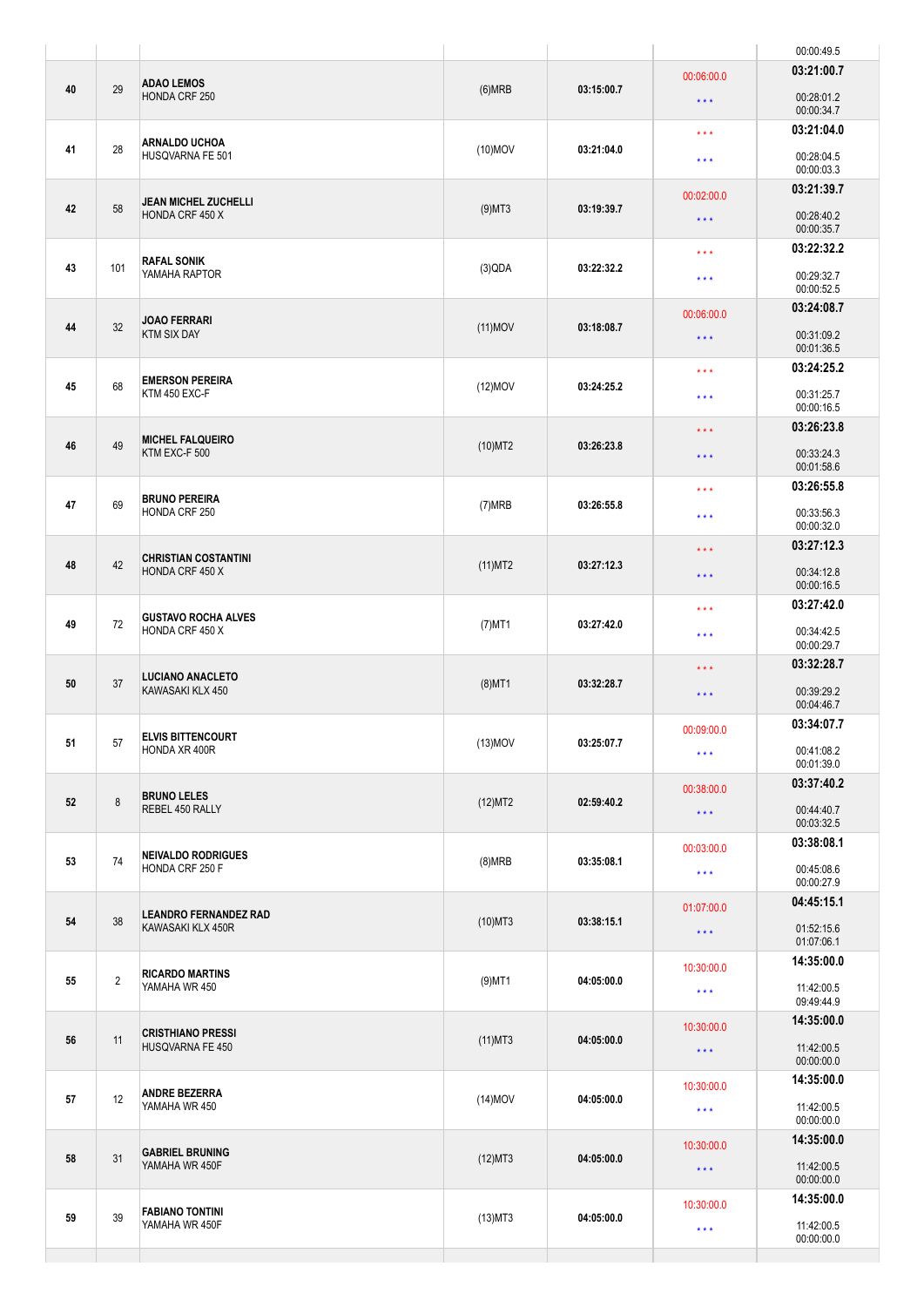| | | | | | | |
|---|---|---|---|---|---|---|
| | | | | | | 00:00:49.5 |
| 40 | 29 | **ADAO LEMOS**<br>HONDA CRF 250 | (6)MRB | 03:15:00.7 | 00:06:00.0<br>*** | **03:21:00.7**<br>00:28:01.2<br>00:00:34.7 |
| 41 | 28 | **ARNALDO UCHOA**<br>HUSQVARNA FE 501 | (10)MOV | 03:21:04.0 | ***<br>*** | **03:21:04.0**<br>00:28:04.5<br>00:00:03.3 |
| 42 | 58 | **JEAN MICHEL ZUCHELLI**<br>HONDA CRF 450 X | (9)MT3 | 03:19:39.7 | 00:02:00.0<br>*** | **03:21:39.7**<br>00:28:40.2<br>00:00:35.7 |
| 43 | 101 | **RAFAL SONIK**<br>YAMAHA RAPTOR | (3)QDA | 03:22:32.2 | ***<br>*** | **03:22:32.2**<br>00:29:32.7<br>00:00:52.5 |
| 44 | 32 | **JOAO FERRARI**<br>KTM SIX DAY | (11)MOV | 03:18:08.7 | 00:06:00.0<br>*** | **03:24:08.7**<br>00:31:09.2<br>00:01:36.5 |
| 45 | 68 | **EMERSON PEREIRA**<br>KTM 450 EXC-F | (12)MOV | 03:24:25.2 | ***<br>*** | **03:24:25.2**<br>00:31:25.7<br>00:00:16.5 |
| 46 | 49 | **MICHEL FALQUEIRO**<br>KTM EXC-F 500 | (10)MT2 | 03:26:23.8 | ***<br>*** | **03:26:23.8**<br>00:33:24.3<br>00:01:58.6 |
| 47 | 69 | **BRUNO PEREIRA**<br>HONDA CRF 250 | (7)MRB | 03:26:55.8 | ***<br>*** | **03:26:55.8**<br>00:33:56.3<br>00:00:32.0 |
| 48 | 42 | **CHRISTIAN COSTANTINI**<br>HONDA CRF 450 X | (11)MT2 | 03:27:12.3 | ***<br>*** | **03:27:12.3**<br>00:34:12.8<br>00:00:16.5 |
| 49 | 72 | **GUSTAVO ROCHA ALVES**<br>HONDA CRF 450 X | (7)MT1 | 03:27:42.0 | ***<br>*** | **03:27:42.0**<br>00:34:42.5<br>00:00:29.7 |
| 50 | 37 | **LUCIANO ANACLETO**<br>KAWASAKI KLX 450 | (8)MT1 | 03:32:28.7 | ***<br>*** | **03:32:28.7**<br>00:39:29.2<br>00:04:46.7 |
| 51 | 57 | **ELVIS BITTENCOURT**<br>HONDA XR 400R | (13)MOV | 03:25:07.7 | 00:09:00.0<br>*** | **03:34:07.7**<br>00:41:08.2<br>00:01:39.0 |
| 52 | 8 | **BRUNO LELES**<br>REBEL 450 RALLY | (12)MT2 | 02:59:40.2 | 00:38:00.0<br>*** | **03:37:40.2**<br>00:44:40.7<br>00:03:32.5 |
| 53 | 74 | **NEIVALDO RODRIGUES**<br>HONDA CRF 250 F | (8)MRB | 03:35:08.1 | 00:03:00.0<br>*** | **03:38:08.1**<br>00:45:08.6<br>00:00:27.9 |
| 54 | 38 | **LEANDRO FERNANDEZ RAD**<br>KAWASAKI KLX 450R | (10)MT3 | 03:38:15.1 | 01:07:00.0<br>*** | **04:45:15.1**<br>01:52:15.6<br>01:07:06.1 |
| 55 | 2 | **RICARDO MARTINS**<br>YAMAHA WR 450 | (9)MT1 | 04:05:00.0 | 10:30:00.0<br>*** | **14:35:00.0**<br>11:42:00.5<br>09:49:44.9 |
| 56 | 11 | **CRISTHIANO PRESSI**<br>HUSQVARNA FE 450 | (11)MT3 | 04:05:00.0 | 10:30:00.0<br>*** | **14:35:00.0**<br>11:42:00.5<br>00:00:00.0 |
| 57 | 12 | **ANDRE BEZERRA**<br>YAMAHA WR 450 | (14)MOV | 04:05:00.0 | 10:30:00.0<br>*** | **14:35:00.0**<br>11:42:00.5<br>00:00:00.0 |
| 58 | 31 | **GABRIEL BRUNING**<br>YAMAHA WR 450F | (12)MT3 | 04:05:00.0 | 10:30:00.0<br>*** | **14:35:00.0**<br>11:42:00.5<br>00:00:00.0 |
| 59 | 39 | **FABIANO TONTINI**<br>YAMAHA WR 450F | (13)MT3 | 04:05:00.0 | 10:30:00.0<br>*** | **14:35:00.0**<br>11:42:00.5<br>00:00:00.0 |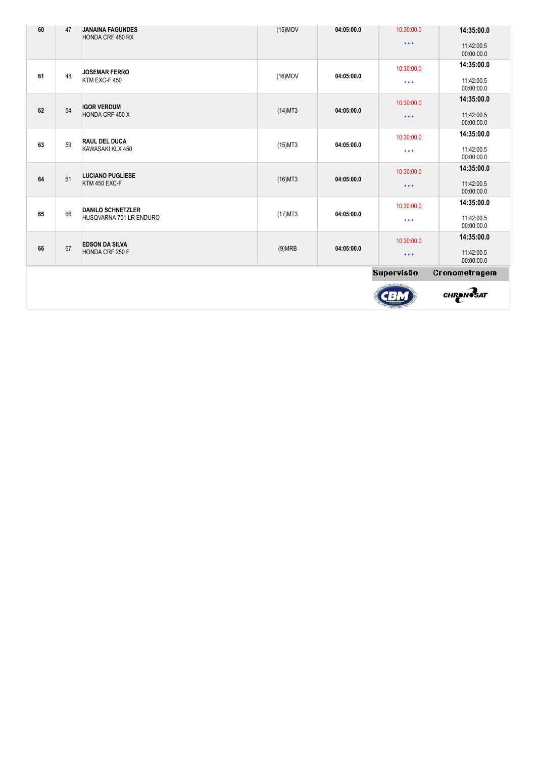| | | | | | | |
|---|---|---|---|---|---|---|
| 60 | 47 | **JANAINA FAGUNDES**<br>HONDA CRF 450 RX | (15)MOV | **04:05:00.0** | 10:30:00.0<br>*** | **14:35:00.0**<br>11:42:00.5<br>00:00:00.0 |
| 61 | 48 | **JOSEMAR FERRO**<br>KTM EXC-F 450 | (16)MOV | **04:05:00.0** | 10:30:00.0<br>*** | **14:35:00.0**<br>11:42:00.5<br>00:00:00.0 |
| 62 | 54 | **IGOR VERDUM**<br>HONDA CRF 450 X | (14)MT3 | **04:05:00.0** | 10:30:00.0<br>*** | **14:35:00.0**<br>11:42:00.5<br>00:00:00.0 |
| 63 | 59 | **RAUL DEL DUCA**<br>KAWASAKI KLX 450 | (15)MT3 | **04:05:00.0** | 10:30:00.0<br>*** | **14:35:00.0**<br>11:42:00.5<br>00:00:00.0 |
| 64 | 61 | **LUCIANO PUGLIESE**<br>KTM 450 EXC-F | (16)MT3 | **04:05:00.0** | 10:30:00.0<br>*** | **14:35:00.0**<br>11:42:00.5<br>00:00:00.0 |
| 65 | 66 | **DANILO SCHNETZLER**<br>HUSQVARNA 701 LR ENDURO | (17)MT3 | **04:05:00.0** | 10:30:00.0<br>*** | **14:35:00.0**<br>11:42:00.5<br>00:00:00.0 |
| 66 | 67 | **EDSON DA SILVA**<br>HONDA CRF 250 F | (9)MRB | **04:05:00.0** | 10:30:00.0<br>*** | **14:35:00.0**<br>11:42:00.5<br>00:00:00.0 |

**Supervisão** **Cronometragem**

CBM CHRONOSAT